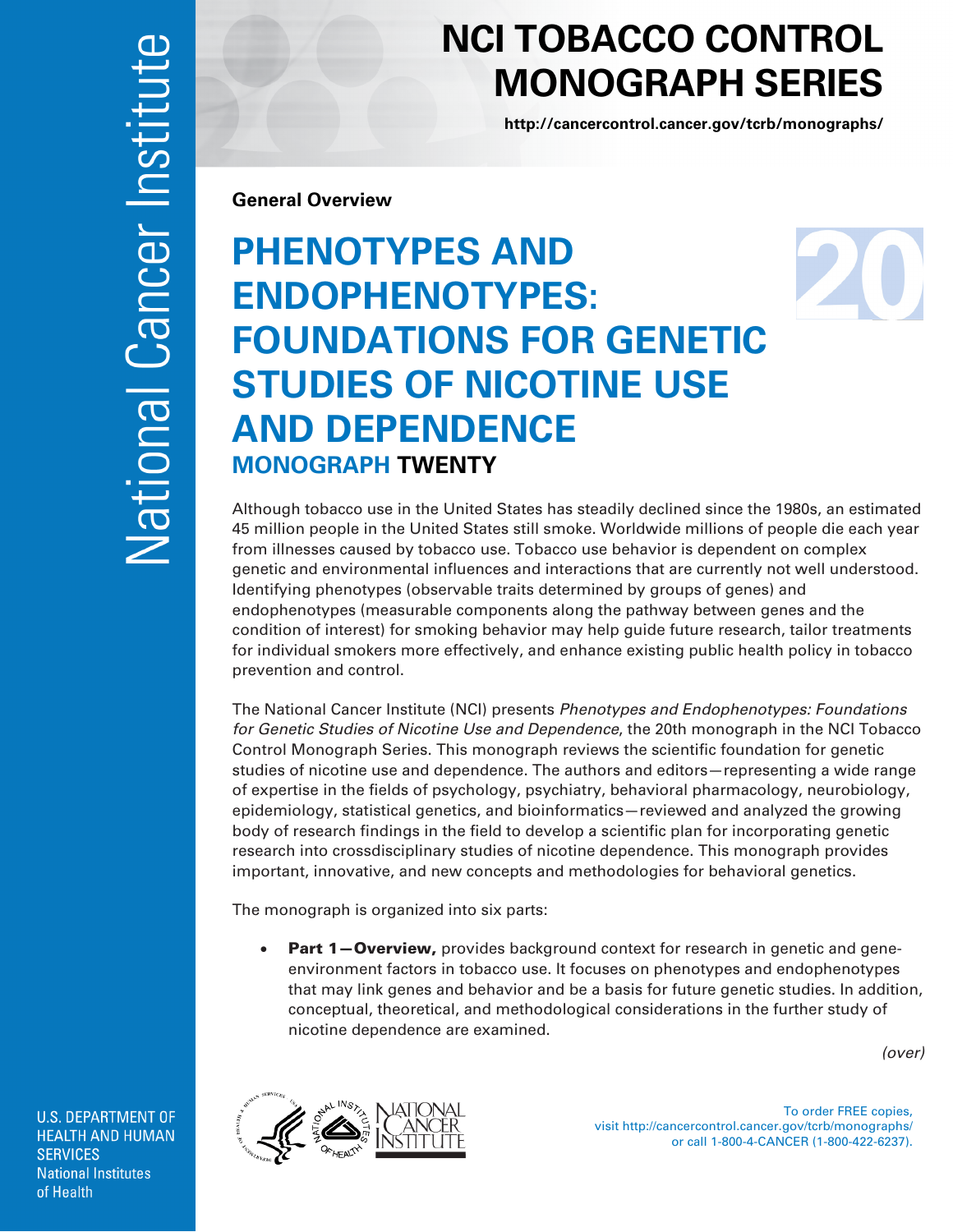# NCI TOBACCO CONTROL MONOGRAPH SERIES

http://cancercontrol.cancer.gov/tcrb/monographs/

**General Overview**

# PHENOTYPES AND ENDOPHENOTYPES: FOUNDATIONS FOR GENETIC STUDIES OF NICOTINE USE AND DEPENDENCE

## MONOGRAPH TWENTY

Although tobacco use in the United States has steadily declined since the 1980s, an estimated 45 million people in the United States still smoke. Worldwide millions of people die each year from illnesses caused by tobacco use. Tobacco use behavior is dependent on complex genetic and environmental influences and interactions that are currently not well understood. Identifying phenotypes (observable traits determined by groups of genes) and endophenotypes (measurable components along the pathway between genes and the condition of interest) for smoking behavior may help guide future research, tailor treatments for individual smokers more effectively, and enhance existing public health policy in tobacco prevention and control.

The National Cancer Institute (NCI) presents *Phenotypes and Endophenotypes: Foundations for Genetic Studies of Nicotine Use and Dependence*, the 20th monograph in the NCI Tobacco Control Monograph Series. This monograph reviews the scientific foundation for genetic studies of nicotine use and dependence. The authors and editors—representing a wide range of expertise in the fields of psychology, psychiatry, behavioral pharmacology, neurobiology, epidemiology, statistical genetics, and bioinformatics—reviewed and analyzed the growing body of research findings in the field to develop a scientific plan for incorporating genetic research into crossdisciplinary studies of nicotine dependence. This monograph provides important, innovative, and new concepts and methodologies for behavioral genetics.

The monograph is organized into six parts:

- **Part 1—Overview,** provides background context for research in genetic and gene-environment factors in tobacco use. It focuses on phenotypes and endophenotypes that may link genes and behavior and be a basis for future genetic studies. In addition, conceptual, theoretical, and methodological considerations in the further study of nicotine dependence are examined.

*(over)*

U.S. DEPARTMENT OF HEALTH AND HUMAN SERVICES
National Institutes of Health

To order FREE copies, visit http://cancercontrol.cancer.gov/tcrb/monographs/ or call 1-800-4-CANCER (1-800-422-6237).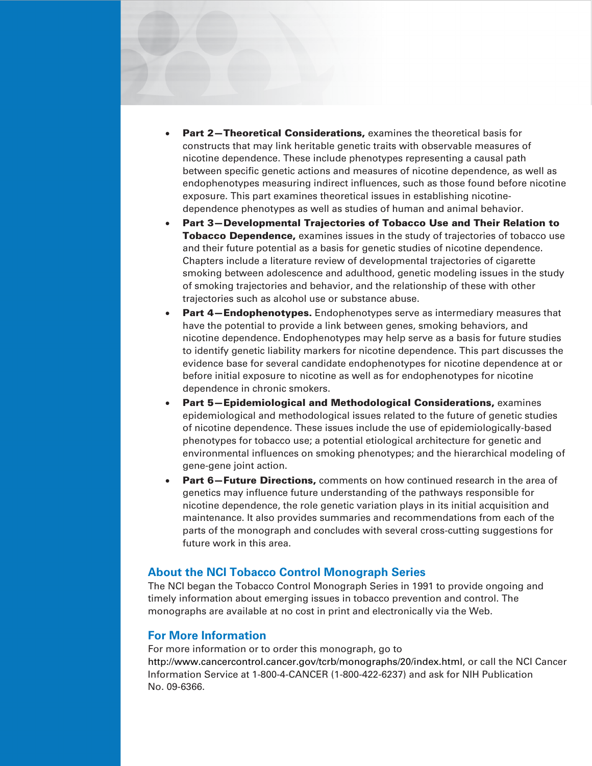- **Part 2—Theoretical Considerations,** examines the theoretical basis for constructs that may link heritable genetic traits with observable measures of nicotine dependence. These include phenotypes representing a causal path between specific genetic actions and measures of nicotine dependence, as well as endophenotypes measuring indirect influences, such as those found before nicotine exposure. This part examines theoretical issues in establishing nicotine-dependence phenotypes as well as studies of human and animal behavior.
- **Part 3—Developmental Trajectories of Tobacco Use and Their Relation to Tobacco Dependence,** examines issues in the study of trajectories of tobacco use and their future potential as a basis for genetic studies of nicotine dependence. Chapters include a literature review of developmental trajectories of cigarette smoking between adolescence and adulthood, genetic modeling issues in the study of smoking trajectories and behavior, and the relationship of these with other trajectories such as alcohol use or substance abuse.
- **Part 4—Endophenotypes.** Endophenotypes serve as intermediary measures that have the potential to provide a link between genes, smoking behaviors, and nicotine dependence. Endophenotypes may help serve as a basis for future studies to identify genetic liability markers for nicotine dependence. This part discusses the evidence base for several candidate endophenotypes for nicotine dependence at or before initial exposure to nicotine as well as for endophenotypes for nicotine dependence in chronic smokers.
- **Part 5—Epidemiological and Methodological Considerations,** examines epidemiological and methodological issues related to the future of genetic studies of nicotine dependence. These issues include the use of epidemiologically-based phenotypes for tobacco use; a potential etiological architecture for genetic and environmental influences on smoking phenotypes; and the hierarchical modeling of gene-gene joint action.
- **Part 6—Future Directions,** comments on how continued research in the area of genetics may influence future understanding of the pathways responsible for nicotine dependence, the role genetic variation plays in its initial acquisition and maintenance. It also provides summaries and recommendations from each of the parts of the monograph and concludes with several cross-cutting suggestions for future work in this area.

## About the NCI Tobacco Control Monograph Series

The NCI began the Tobacco Control Monograph Series in 1991 to provide ongoing and timely information about emerging issues in tobacco prevention and control. The monographs are available at no cost in print and electronically via the Web.

## For More Information

For more information or to order this monograph, go to http://www.cancercontrol.cancer.gov/tcrb/monographs/20/index.html, or call the NCI Cancer Information Service at 1-800-4-CANCER (1-800-422-6237) and ask for NIH Publication No. 09-6366.